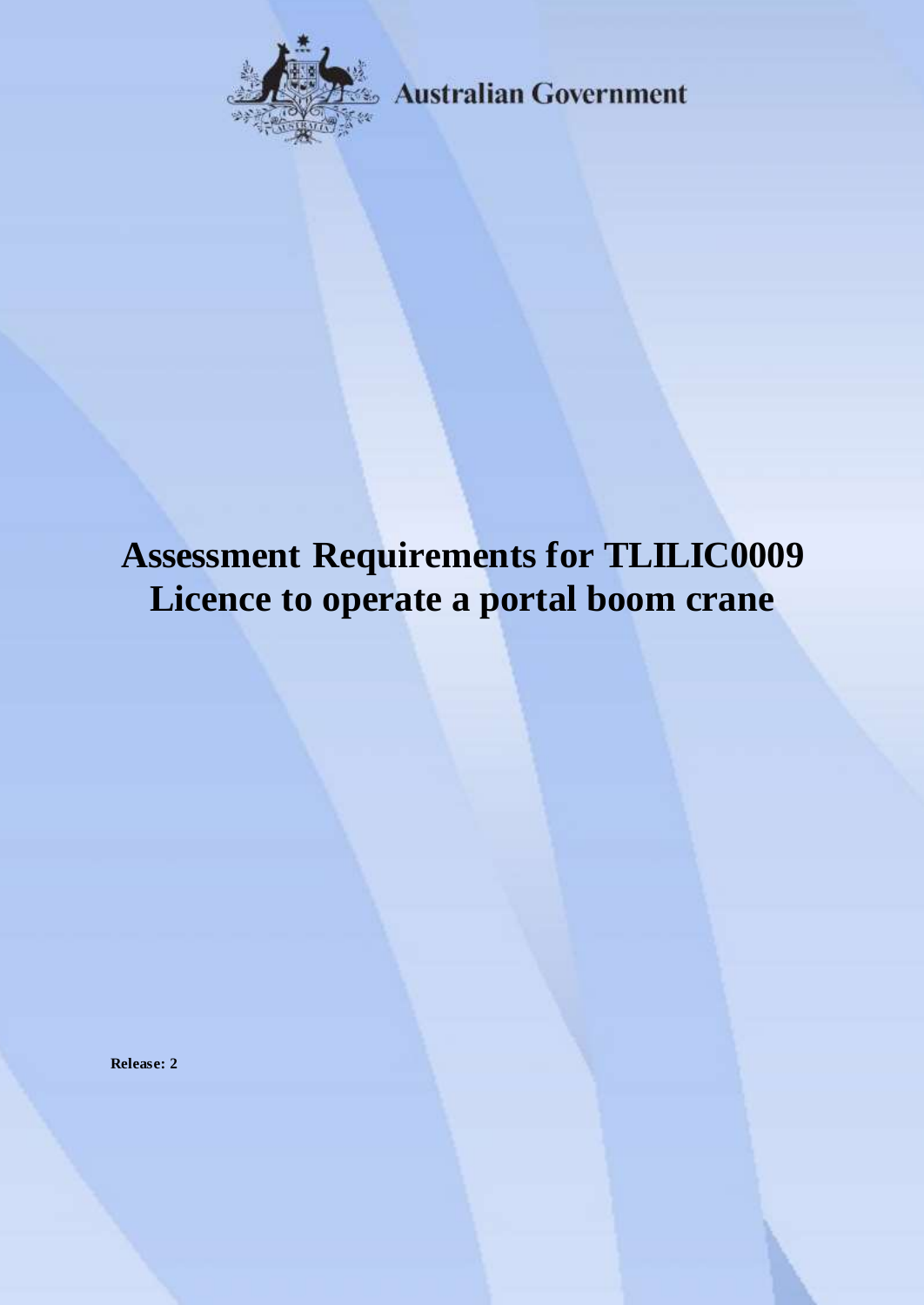Australian Government

# Assessment Requirements for TLILIC0009 Licence to operate a portal boom crane

**Release: 2**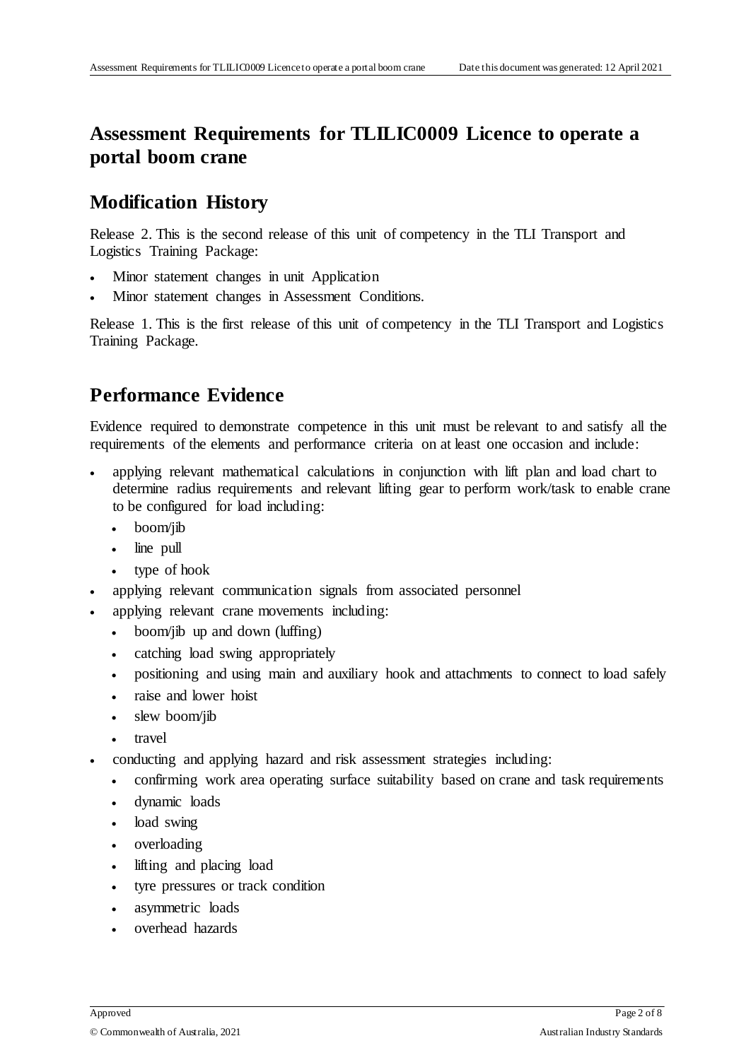# Assessment Requirements for TLILIC0009 Licence to operate a portal boom crane

## Modification History

Release 2. This is the second release of this unit of competency in the TLI Transport and Logistics Training Package:

- Minor statement changes in unit Application
- Minor statement changes in Assessment Conditions.

Release 1. This is the first release of this unit of competency in the TLI Transport and Logistics Training Package.

## Performance Evidence

Evidence required to demonstrate competence in this unit must be relevant to and satisfy all the requirements of the elements and performance criteria on at least one occasion and include:

- applying relevant mathematical calculations in conjunction with lift plan and load chart to determine radius requirements and relevant lifting gear to perform work/task to enable crane to be configured for load including:
  - boom/jib
  - line pull
  - type of hook
- applying relevant communication signals from associated personnel
- applying relevant crane movements including:
  - boom/jib up and down (luffing)
  - catching load swing appropriately
  - positioning and using main and auxiliary hook and attachments to connect to load safely
  - raise and lower hoist
  - slew boom/jib
  - travel
- conducting and applying hazard and risk assessment strategies including:
  - confirming work area operating surface suitability based on crane and task requirements
  - dynamic loads
  - load swing
  - overloading
  - lifting and placing load
  - tyre pressures or track condition
  - asymmetric loads
  - overhead hazards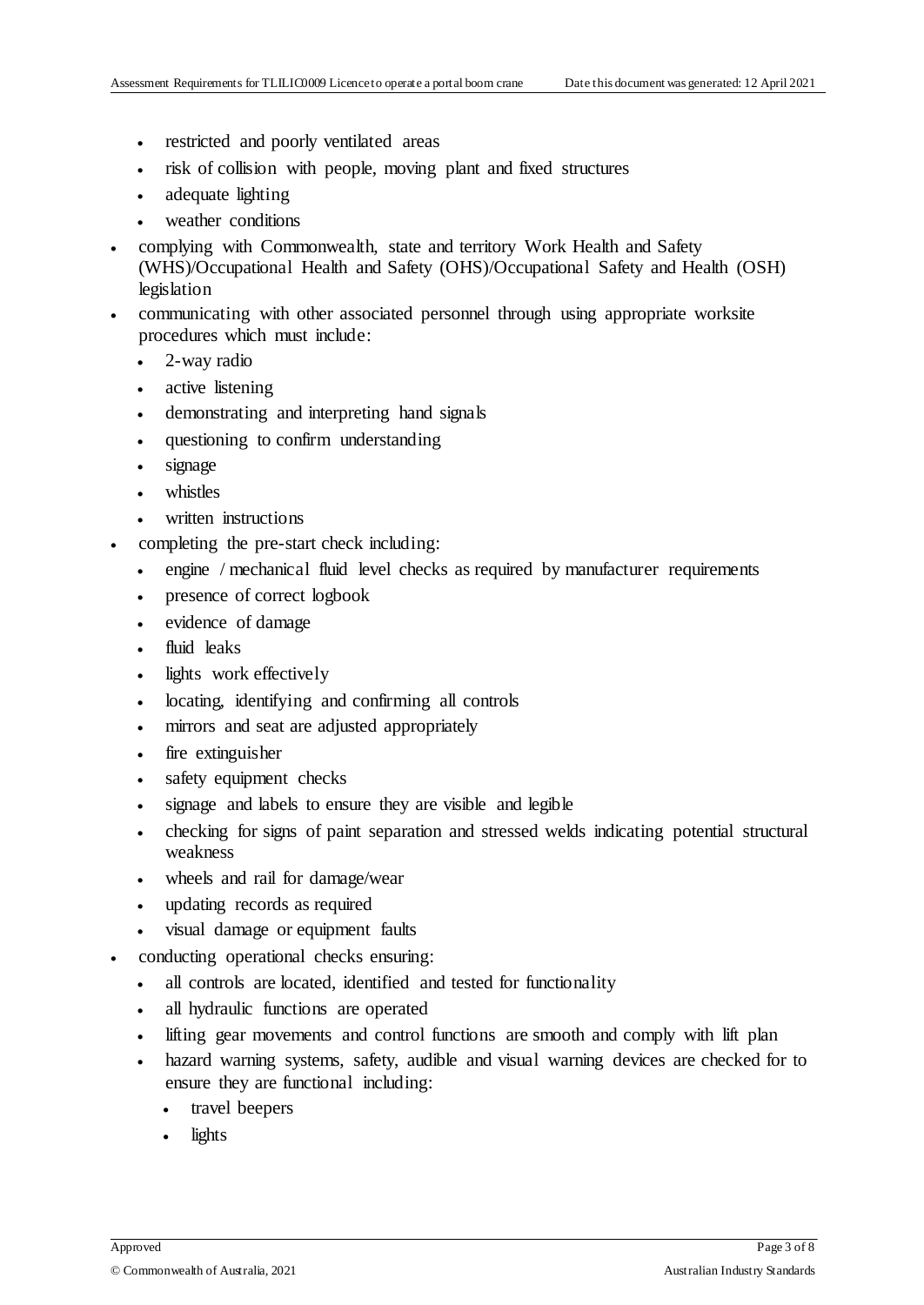- restricted and poorly ventilated areas
  - risk of collision with people, moving plant and fixed structures
  - adequate lighting
  - weather conditions
- complying with Commonwealth, state and territory Work Health and Safety (WHS)/Occupational Health and Safety (OHS)/Occupational Safety and Health (OSH) legislation
- communicating with other associated personnel through using appropriate worksite procedures which must include:
  - 2-way radio
  - active listening
  - demonstrating and interpreting hand signals
  - questioning to confirm understanding
  - signage
  - whistles
  - written instructions
- completing the pre-start check including:
  - engine / mechanical fluid level checks as required by manufacturer requirements
  - presence of correct logbook
  - evidence of damage
  - fluid leaks
  - lights work effectively
  - locating, identifying and confirming all controls
  - mirrors and seat are adjusted appropriately
  - fire extinguisher
  - safety equipment checks
  - signage and labels to ensure they are visible and legible
  - checking for signs of paint separation and stressed welds indicating potential structural weakness
  - wheels and rail for damage/wear
  - updating records as required
  - visual damage or equipment faults
- conducting operational checks ensuring:
  - all controls are located, identified and tested for functionality
  - all hydraulic functions are operated
  - lifting gear movements and control functions are smooth and comply with lift plan
  - hazard warning systems, safety, audible and visual warning devices are checked for to ensure they are functional including:
    - travel beepers
    - lights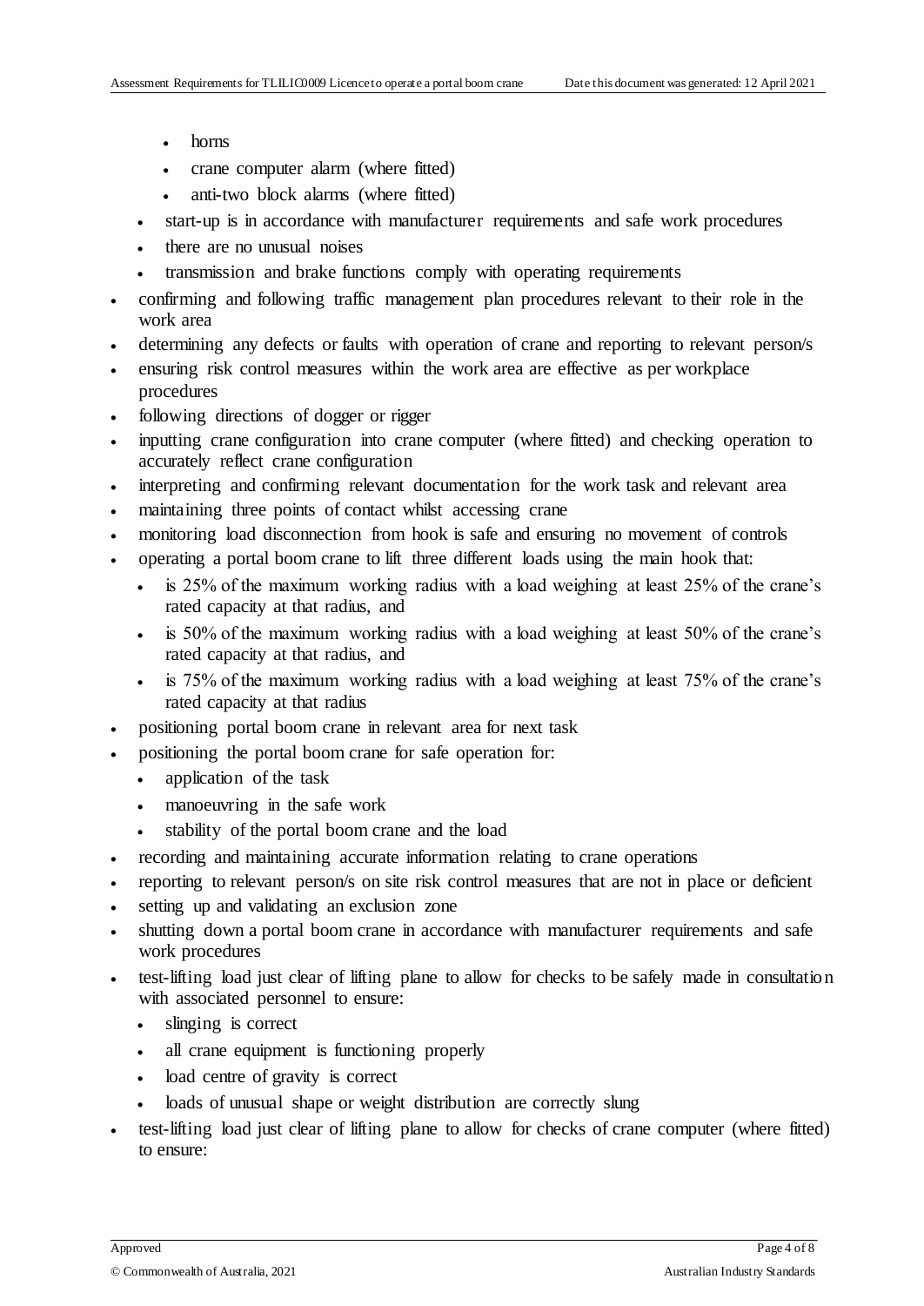- horns
  - crane computer alarm (where fitted)
  - anti-two block alarms (where fitted)
- start-up is in accordance with manufacturer requirements and safe work procedures
- there are no unusual noises
- transmission and brake functions comply with operating requirements

- confirming and following traffic management plan procedures relevant to their role in the work area
- determining any defects or faults with operation of crane and reporting to relevant person/s
- ensuring risk control measures within the work area are effective as per workplace procedures
- following directions of dogger or rigger
- inputting crane configuration into crane computer (where fitted) and checking operation to accurately reflect crane configuration
- interpreting and confirming relevant documentation for the work task and relevant area
- maintaining three points of contact whilst accessing crane
- monitoring load disconnection from hook is safe and ensuring no movement of controls
- operating a portal boom crane to lift three different loads using the main hook that:
  - is 25% of the maximum working radius with a load weighing at least 25% of the crane's rated capacity at that radius, and
  - is 50% of the maximum working radius with a load weighing at least 50% of the crane's rated capacity at that radius, and
  - is 75% of the maximum working radius with a load weighing at least 75% of the crane's rated capacity at that radius
- positioning portal boom crane in relevant area for next task
- positioning the portal boom crane for safe operation for:
  - application of the task
  - manoeuvring in the safe work
  - stability of the portal boom crane and the load
- recording and maintaining accurate information relating to crane operations
- reporting to relevant person/s on site risk control measures that are not in place or deficient
- setting up and validating an exclusion zone
- shutting down a portal boom crane in accordance with manufacturer requirements and safe work procedures
- test-lifting load just clear of lifting plane to allow for checks to be safely made in consultation with associated personnel to ensure:
  - slinging is correct
  - all crane equipment is functioning properly
  - load centre of gravity is correct
  - loads of unusual shape or weight distribution are correctly slung
- test-lifting load just clear of lifting plane to allow for checks of crane computer (where fitted) to ensure: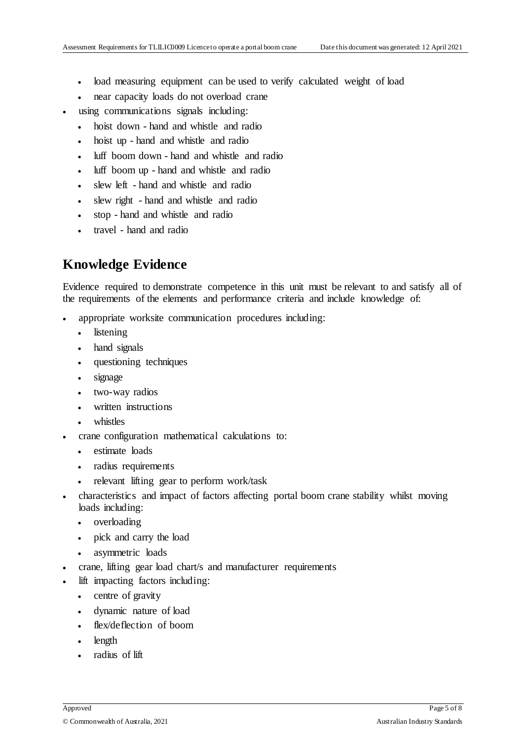- load measuring equipment can be used to verify calculated weight of load
  - near capacity loads do not overload crane
- using communications signals including:
  - hoist down - hand and whistle and radio
  - hoist up - hand and whistle and radio
  - luff boom down - hand and whistle and radio
  - luff boom up - hand and whistle and radio
  - slew left - hand and whistle and radio
  - slew right - hand and whistle and radio
  - stop - hand and whistle and radio
  - travel - hand and radio

## Knowledge Evidence

Evidence required to demonstrate competence in this unit must be relevant to and satisfy all of the requirements of the elements and performance criteria and include knowledge of:

- appropriate worksite communication procedures including:
  - listening
  - hand signals
  - questioning techniques
  - signage
  - two-way radios
  - written instructions
  - whistles
- crane configuration mathematical calculations to:
  - estimate loads
  - radius requirements
  - relevant lifting gear to perform work/task
- characteristics and impact of factors affecting portal boom crane stability whilst moving loads including:
  - overloading
  - pick and carry the load
  - asymmetric loads
- crane, lifting gear load chart/s and manufacturer requirements
- lift impacting factors including:
  - centre of gravity
  - dynamic nature of load
  - flex/deflection of boom
  - length
  - radius of lift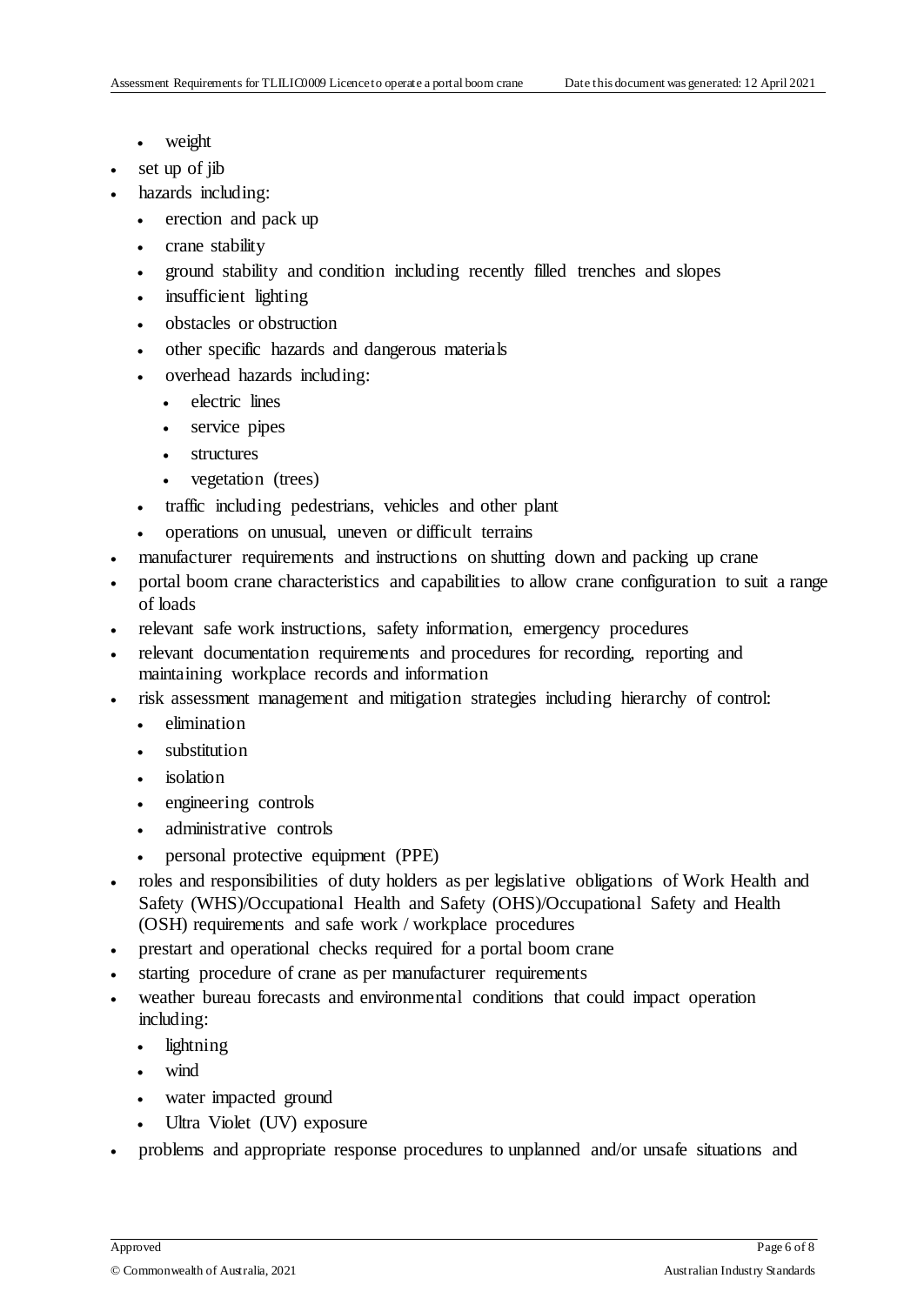- weight
- set up of jib
- hazards including:
  - erection and pack up
  - crane stability
  - ground stability and condition including recently filled trenches and slopes
  - insufficient lighting
  - obstacles or obstruction
  - other specific hazards and dangerous materials
  - overhead hazards including:
    - electric lines
    - service pipes
    - structures
    - vegetation (trees)
  - traffic including pedestrians, vehicles and other plant
  - operations on unusual, uneven or difficult terrains
- manufacturer requirements and instructions on shutting down and packing up crane
- portal boom crane characteristics and capabilities to allow crane configuration to suit a range of loads
- relevant safe work instructions, safety information, emergency procedures
- relevant documentation requirements and procedures for recording, reporting and maintaining workplace records and information
- risk assessment management and mitigation strategies including hierarchy of control:
  - elimination
  - substitution
  - isolation
  - engineering controls
  - administrative controls
  - personal protective equipment (PPE)
- roles and responsibilities of duty holders as per legislative obligations of Work Health and Safety (WHS)/Occupational Health and Safety (OHS)/Occupational Safety and Health (OSH) requirements and safe work / workplace procedures
- prestart and operational checks required for a portal boom crane
- starting procedure of crane as per manufacturer requirements
- weather bureau forecasts and environmental conditions that could impact operation including:
  - lightning
  - wind
  - water impacted ground
  - Ultra Violet (UV) exposure
- problems and appropriate response procedures to unplanned and/or unsafe situations and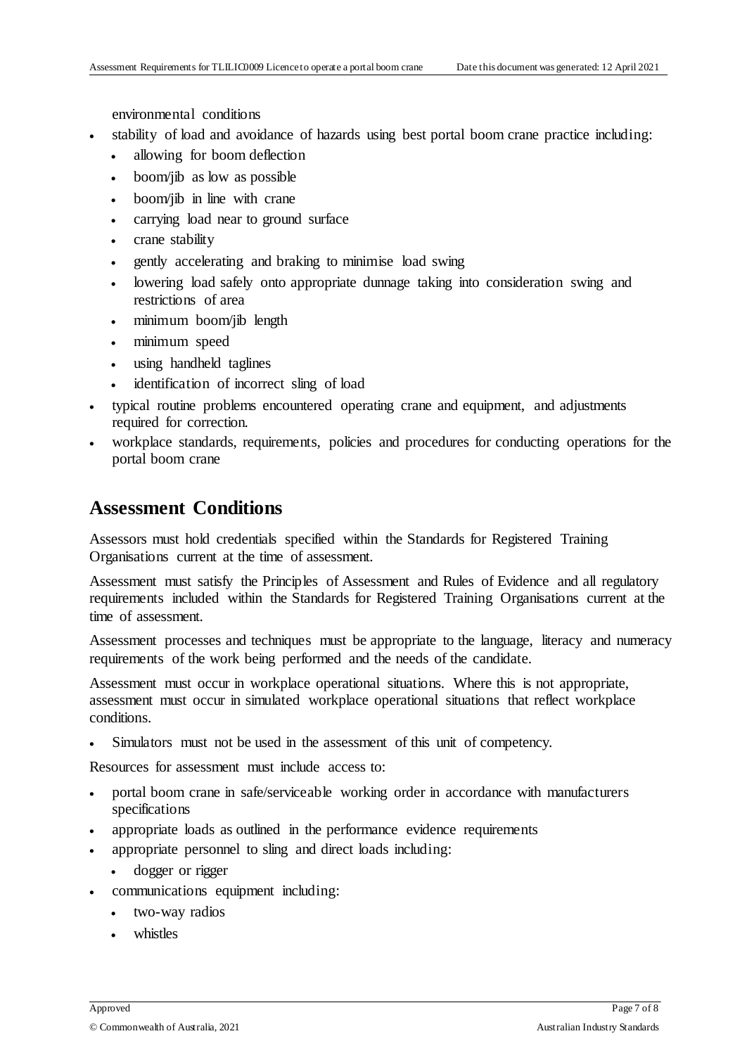environmental conditions

- stability of load and avoidance of hazards using best portal boom crane practice including:
  - allowing for boom deflection
  - boom/jib as low as possible
  - boom/jib in line with crane
  - carrying load near to ground surface
  - crane stability
  - gently accelerating and braking to minimise load swing
  - lowering load safely onto appropriate dunnage taking into consideration swing and restrictions of area
  - minimum boom/jib length
  - minimum speed
  - using handheld taglines
  - identification of incorrect sling of load
- typical routine problems encountered operating crane and equipment, and adjustments required for correction.
- workplace standards, requirements, policies and procedures for conducting operations for the portal boom crane

## Assessment Conditions

Assessors must hold credentials specified within the Standards for Registered Training Organisations current at the time of assessment.

Assessment must satisfy the Principles of Assessment and Rules of Evidence and all regulatory requirements included within the Standards for Registered Training Organisations current at the time of assessment.

Assessment processes and techniques must be appropriate to the language, literacy and numeracy requirements of the work being performed and the needs of the candidate.

Assessment must occur in workplace operational situations. Where this is not appropriate, assessment must occur in simulated workplace operational situations that reflect workplace conditions.

- Simulators must not be used in the assessment of this unit of competency.

Resources for assessment must include access to:

- portal boom crane in safe/serviceable working order in accordance with manufacturers specifications
- appropriate loads as outlined in the performance evidence requirements
- appropriate personnel to sling and direct loads including:
  - dogger or rigger
- communications equipment including:
  - two-way radios
  - whistles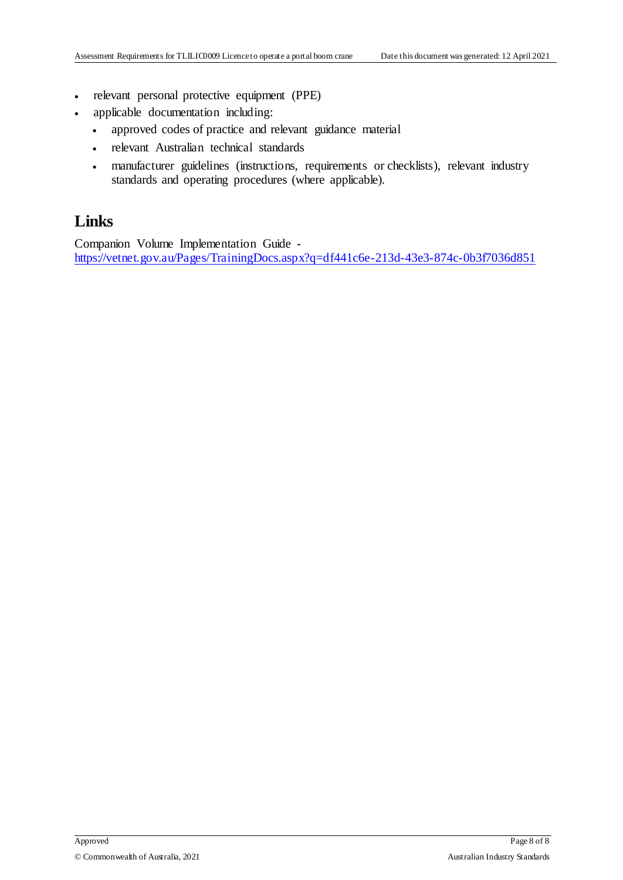- relevant personal protective equipment (PPE)
- applicable documentation including:
  - approved codes of practice and relevant guidance material
  - relevant Australian technical standards
  - manufacturer guidelines (instructions, requirements or checklists), relevant industry standards and operating procedures (where applicable).

# Links

Companion Volume Implementation Guide - https://vetnet.gov.au/Pages/TrainingDocs.aspx?q=df441c6e-213d-43e3-874c-0b3f7036d851